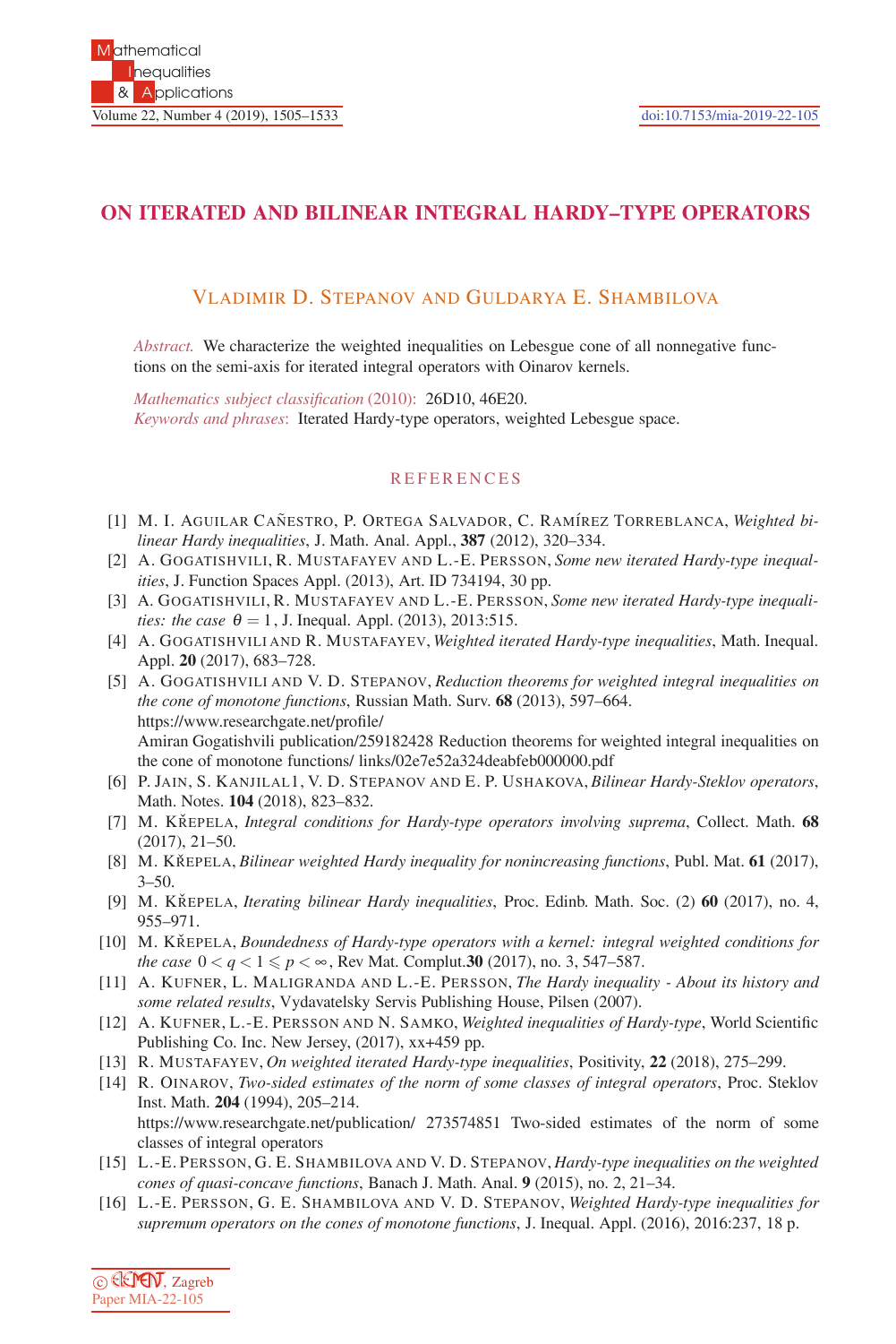# ON ITERATED AND BILINEAR INTEGRAL HARDY–TYPE OPERATORS

VLADIMIR D. STEPANOV AND GULDARYA E. SHAMBILOVA

*Abstract.* We characterize the weighted inequalities on Lebesgue cone of all nonnegative functions on the semi-axis for iterated integral operators with Oinarov kernels.

*Mathematics subject classification* (2010): 26D10, 46E20.
*Keywords and phrases*: Iterated Hardy-type operators, weighted Lebesgue space.

## REFERENCES

[1] M. I. AGUILAR CAÑESTRO, P. ORTEGA SALVADOR, C. RAMÍREZ TORREBLANCA, *Weighted bilinear Hardy inequalities*, J. Math. Anal. Appl., **387** (2012), 320–334.

[2] A. GOGATISHVILI, R. MUSTAFAYEV AND L.-E. PERSSON, *Some new iterated Hardy-type inequalities*, J. Function Spaces Appl. (2013), Art. ID 734194, 30 pp.

[3] A. GOGATISHVILI, R. MUSTAFAYEV AND L.-E. PERSSON, *Some new iterated Hardy-type inequalities: the case* $\theta = 1$, J. Inequal. Appl. (2013), 2013:515.

[4] A. GOGATISHVILI AND R. MUSTAFAYEV, *Weighted iterated Hardy-type inequalities*, Math. Inequal. Appl. **20** (2017), 683–728.

[5] A. GOGATISHVILI AND V. D. STEPANOV, *Reduction theorems for weighted integral inequalities on the cone of monotone functions*, Russian Math. Surv. **68** (2013), 597–664. https://www.researchgate.net/profile/ Amiran Gogatishvili publication/259182428 Reduction theorems for weighted integral inequalities on the cone of monotone functions/ links/02e7e52a324deabfeb000000.pdf

[6] P. JAIN, S. KANJILAL1, V. D. STEPANOV AND E. P. USHAKOVA, *Bilinear Hardy-Steklov operators*, Math. Notes. **104** (2018), 823–832.

[7] M. KŘEPELA, *Integral conditions for Hardy-type operators involving suprema*, Collect. Math. **68** (2017), 21–50.

[8] M. KŘEPELA, *Bilinear weighted Hardy inequality for nonincreasing functions*, Publ. Mat. **61** (2017), 3–50.

[9] M. KŘEPELA, *Iterating bilinear Hardy inequalities*, Proc. Edinb. Math. Soc. (2) **60** (2017), no. 4, 955–971.

[10] M. KŘEPELA, *Boundedness of Hardy-type operators with a kernel: integral weighted conditions for the case* $0 < q < 1 \leqslant p < \infty$, Rev Mat. Complut.**30** (2017), no. 3, 547–587.

[11] A. KUFNER, L. MALIGRANDA AND L.-E. PERSSON, *The Hardy inequality - About its history and some related results*, Vydavatelsky Servis Publishing House, Pilsen (2007).

[12] A. KUFNER, L.-E. PERSSON AND N. SAMKO, *Weighted inequalities of Hardy-type*, World Scientific Publishing Co. Inc. New Jersey, (2017), xx+459 pp.

[13] R. MUSTAFAYEV, *On weighted iterated Hardy-type inequalities*, Positivity, **22** (2018), 275–299.

[14] R. OINAROV, *Two-sided estimates of the norm of some classes of integral operators*, Proc. Steklov Inst. Math. **204** (1994), 205–214. https://www.researchgate.net/publication/ 273574851 Two-sided estimates of the norm of some classes of integral operators

[15] L.-E. PERSSON, G. E. SHAMBILOVA AND V. D. STEPANOV, *Hardy-type inequalities on the weighted cones of quasi-concave functions*, Banach J. Math. Anal. **9** (2015), no. 2, 21–34.

[16] L.-E. PERSSON, G. E. SHAMBILOVA AND V. D. STEPANOV, *Weighted Hardy-type inequalities for supremum operators on the cones of monotone functions*, J. Inequal. Appl. (2016), 2016:237, 18 p.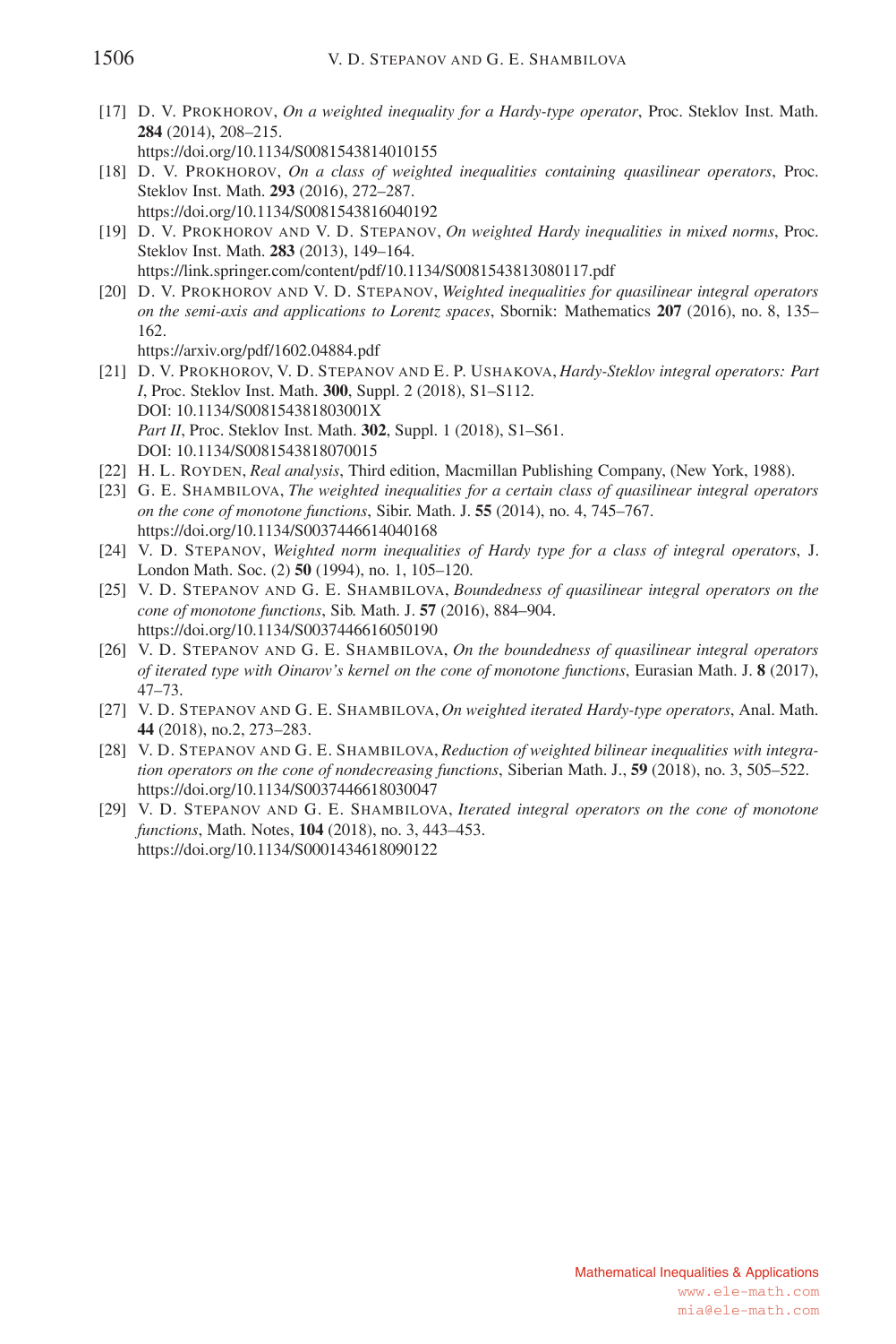[17] D. V. Prokhorov, *On a weighted inequality for a Hardy-type operator*, Proc. Steklov Inst. Math. **284** (2014), 208–215.
https://doi.org/10.1134/S0081543814010155

[18] D. V. Prokhorov, *On a class of weighted inequalities containing quasilinear operators*, Proc. Steklov Inst. Math. **293** (2016), 272–287.
https://doi.org/10.1134/S0081543816040192

[19] D. V. Prokhorov and V. D. Stepanov, *On weighted Hardy inequalities in mixed norms*, Proc. Steklov Inst. Math. **283** (2013), 149–164.
https://link.springer.com/content/pdf/10.1134/S0081543813080117.pdf

[20] D. V. Prokhorov and V. D. Stepanov, *Weighted inequalities for quasilinear integral operators on the semi-axis and applications to Lorentz spaces*, Sbornik: Mathematics **207** (2016), no. 8, 135–162.
https://arxiv.org/pdf/1602.04884.pdf

[21] D. V. Prokhorov, V. D. Stepanov and E. P. Ushakova, *Hardy-Steklov integral operators: Part I*, Proc. Steklov Inst. Math. **300**, Suppl. 2 (2018), S1–S112.
DOI: 10.1134/S008154381803001X
*Part II*, Proc. Steklov Inst. Math. **302**, Suppl. 1 (2018), S1–S61.
DOI: 10.1134/S0081543818070015

[22] H. L. Royden, *Real analysis*, Third edition, Macmillan Publishing Company, (New York, 1988).

[23] G. E. Shambilova, *The weighted inequalities for a certain class of quasilinear integral operators on the cone of monotone functions*, Sibir. Math. J. **55** (2014), no. 4, 745–767.
https://doi.org/10.1134/S0037446614040168

[24] V. D. Stepanov, *Weighted norm inequalities of Hardy type for a class of integral operators*, J. London Math. Soc. (2) **50** (1994), no. 1, 105–120.

[25] V. D. Stepanov and G. E. Shambilova, *Boundedness of quasilinear integral operators on the cone of monotone functions*, Sib. Math. J. **57** (2016), 884–904.
https://doi.org/10.1134/S0037446616050190

[26] V. D. Stepanov and G. E. Shambilova, *On the boundedness of quasilinear integral operators of iterated type with Oinarov's kernel on the cone of monotone functions*, Eurasian Math. J. **8** (2017), 47–73.

[27] V. D. Stepanov and G. E. Shambilova, *On weighted iterated Hardy-type operators*, Anal. Math. **44** (2018), no.2, 273–283.

[28] V. D. Stepanov and G. E. Shambilova, *Reduction of weighted bilinear inequalities with integration operators on the cone of nondecreasing functions*, Siberian Math. J., **59** (2018), no. 3, 505–522.
https://doi.org/10.1134/S0037446618030047

[29] V. D. Stepanov and G. E. Shambilova, *Iterated integral operators on the cone of monotone functions*, Math. Notes, **104** (2018), no. 3, 443–453.
https://doi.org/10.1134/S0001434618090122